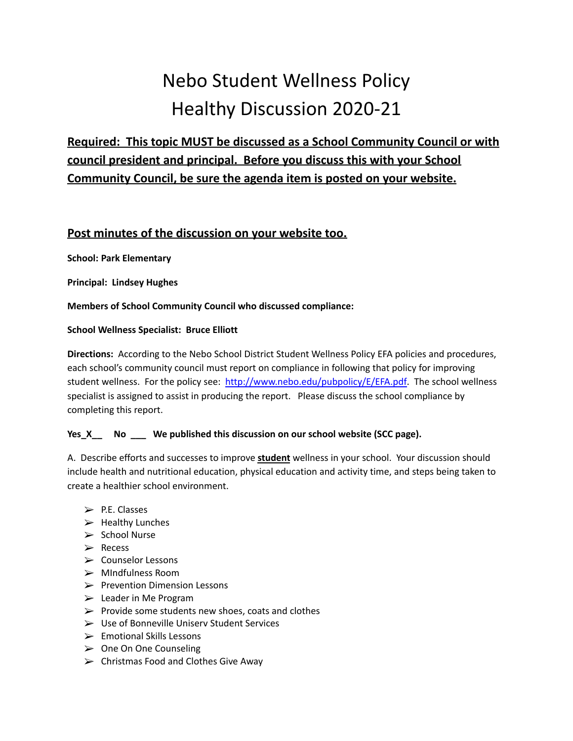# Nebo Student Wellness Policy
# Healthy Discussion 2020-21

**Required: This topic MUST be discussed as a School Community Council or with council president and principal. Before you discuss this with your School Community Council, be sure the agenda item is posted on your website.**

## Post minutes of the discussion on your website too.

**School: Park Elementary**

**Principal: Lindsey Hughes**

**Members of School Community Council who discussed compliance:**

**School Wellness Specialist: Bruce Elliott**

**Directions:** According to the Nebo School District Student Wellness Policy EFA policies and procedures, each school's community council must report on compliance in following that policy for improving student wellness. For the policy see: [http://www.nebo.edu/pubpolicy/E/EFA.pdf](http://www.nebo.edu/pubpolicy/E/EFA.pdf). The school wellness specialist is assigned to assist in producing the report. Please discuss the school compliance by completing this report.

**Yes_X__ No ___ We published this discussion on our school website (SCC page).**

A. Describe efforts and successes to improve **student** wellness in your school. Your discussion should include health and nutritional education, physical education and activity time, and steps being taken to create a healthier school environment.

- P.E. Classes
- Healthy Lunches
- School Nurse
- Recess
- Counselor Lessons
- MIndfulness Room
- Prevention Dimension Lessons
- Leader in Me Program
- Provide some students new shoes, coats and clothes
- Use of Bonneville Uniserv Student Services
- Emotional Skills Lessons
- One On One Counseling
- Christmas Food and Clothes Give Away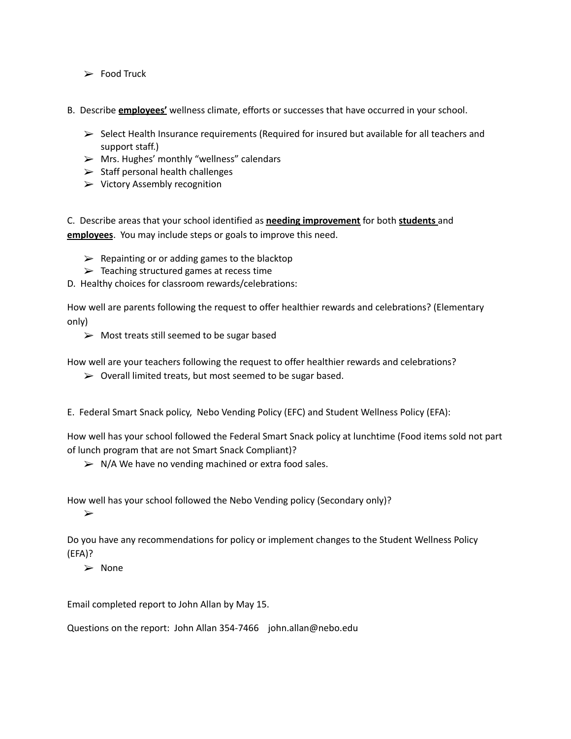- Food Truck

B. Describe **employees'** wellness climate, efforts or successes that have occurred in your school.

- Select Health Insurance requirements (Required for insured but available for all teachers and support staff.)
- Mrs. Hughes' monthly "wellness" calendars
- Staff personal health challenges
- Victory Assembly recognition

C. Describe areas that your school identified as **needing improvement** for both **students** and **employees**. You may include steps or goals to improve this need.

- Repainting or or adding games to the blacktop
- Teaching structured games at recess time

D. Healthy choices for classroom rewards/celebrations:

How well are parents following the request to offer healthier rewards and celebrations? (Elementary only)

- Most treats still seemed to be sugar based

How well are your teachers following the request to offer healthier rewards and celebrations?

- Overall limited treats, but most seemed to be sugar based.

E. Federal Smart Snack policy, Nebo Vending Policy (EFC) and Student Wellness Policy (EFA):

How well has your school followed the Federal Smart Snack policy at lunchtime (Food items sold not part of lunch program that are not Smart Snack Compliant)?

- N/A We have no vending machined or extra food sales.

How well has your school followed the Nebo Vending policy (Secondary only)?

- 

Do you have any recommendations for policy or implement changes to the Student Wellness Policy (EFA)?

- None

Email completed report to John Allan by May 15.

Questions on the report: John Allan 354-7466 john.allan@nebo.edu